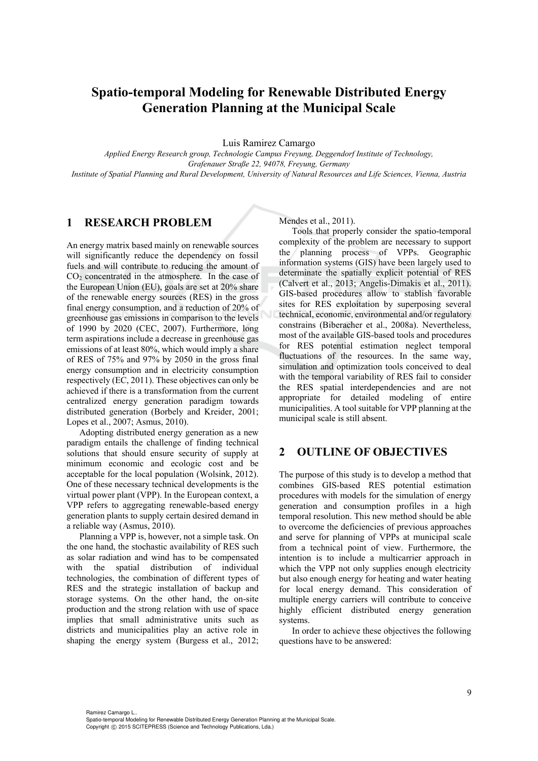# Spatio-temporal Modeling for Renewable Distributed Energy Generation Planning at the Municipal Scale

Luis Ramirez Camargo

*Applied Energy Research group, Technologie Campus Freyung, Deggendorf Institute of Technology, Grafenauer Straße 22, 94078, Freyung, Germany*

*Institute of Spatial Planning and Rural Development, University of Natural Resources and Life Sciences, Vienna, Austria*

## 1 RESEARCH PROBLEM

An energy matrix based mainly on renewable sources will significantly reduce the dependency on fossil fuels and will contribute to reducing the amount of $CO_2$ concentrated in the atmosphere. In the case of the European Union (EU), goals are set at 20% share of the renewable energy sources (RES) in the gross final energy consumption, and a reduction of 20% of greenhouse gas emissions in comparison to the levels of 1990 by 2020 (CEC, 2007). Furthermore, long term aspirations include a decrease in greenhouse gas emissions of at least 80%, which would imply a share of RES of 75% and 97% by 2050 in the gross final energy consumption and in electricity consumption respectively (EC, 2011). These objectives can only be achieved if there is a transformation from the current centralized energy generation paradigm towards distributed generation (Borbely and Kreider, 2001; Lopes et al., 2007; Asmus, 2010).

Adopting distributed energy generation as a new paradigm entails the challenge of finding technical solutions that should ensure security of supply at minimum economic and ecologic cost and be acceptable for the local population (Wolsink, 2012). One of these necessary technical developments is the virtual power plant (VPP). In the European context, a VPP refers to aggregating renewable-based energy generation plants to supply certain desired demand in a reliable way (Asmus, 2010).

Planning a VPP is, however, not a simple task. On the one hand, the stochastic availability of RES such as solar radiation and wind has to be compensated with the spatial distribution of individual technologies, the combination of different types of RES and the strategic installation of backup and storage systems. On the other hand, the on-site production and the strong relation with use of space implies that small administrative units such as districts and municipalities play an active role in shaping the energy system (Burgess et al., 2012; Mendes et al., 2011).

Tools that properly consider the spatio-temporal complexity of the problem are necessary to support the planning process of VPPs. Geographic information systems (GIS) have been largely used to determinate the spatially explicit potential of RES (Calvert et al., 2013; Angelis-Dimakis et al., 2011). GIS-based procedures allow to stablish favorable sites for RES exploitation by superposing several technical, economic, environmental and/or regulatory constrains (Biberacher et al., 2008a). Nevertheless, most of the available GIS-based tools and procedures for RES potential estimation neglect temporal fluctuations of the resources. In the same way, simulation and optimization tools conceived to deal with the temporal variability of RES fail to consider the RES spatial interdependencies and are not appropriate for detailed modeling of entire municipalities. A tool suitable for VPP planning at the municipal scale is still absent.

## 2 OUTLINE OF OBJECTIVES

The purpose of this study is to develop a method that combines GIS-based RES potential estimation procedures with models for the simulation of energy generation and consumption profiles in a high temporal resolution. This new method should be able to overcome the deficiencies of previous approaches and serve for planning of VPPs at municipal scale from a technical point of view. Furthermore, the intention is to include a multicarrier approach in which the VPP not only supplies enough electricity but also enough energy for heating and water heating for local energy demand. This consideration of multiple energy carriers will contribute to conceive highly efficient distributed energy generation systems.

In order to achieve these objectives the following questions have to be answered:

Ramirez Camargo L..
Spatio-temporal Modeling for Renewable Distributed Energy Generation Planning at the Municipal Scale.
Copyright © 2015 SCITEPRESS (Science and Technology Publications, Lda.)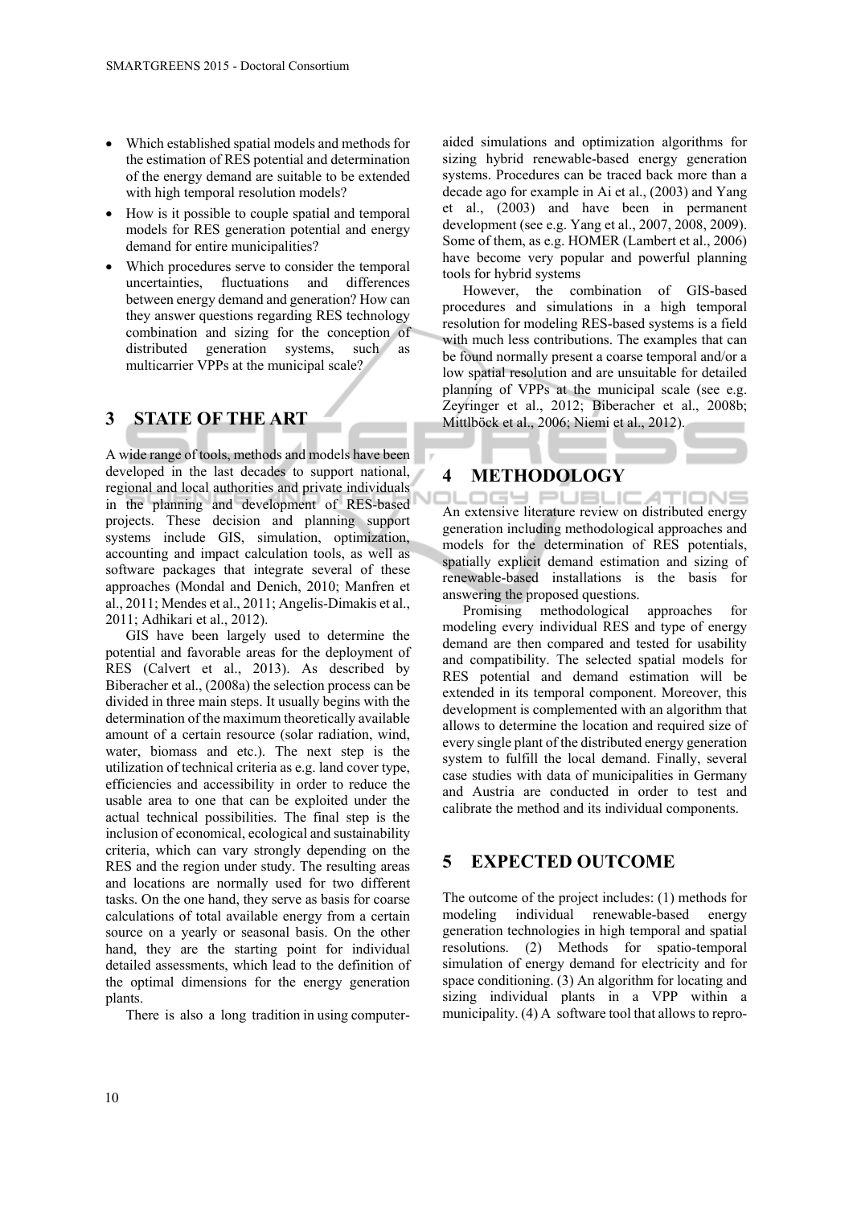- Which established spatial models and methods for the estimation of RES potential and determination of the energy demand are suitable to be extended with high temporal resolution models?
- How is it possible to couple spatial and temporal models for RES generation potential and energy demand for entire municipalities?
- Which procedures serve to consider the temporal uncertainties, fluctuations and differences between energy demand and generation? How can they answer questions regarding RES technology combination and sizing for the conception of distributed generation systems, such as multicarrier VPPs at the municipal scale?

# 3 STATE OF THE ART

A wide range of tools, methods and models have been developed in the last decades to support national, regional and local authorities and private individuals in the planning and development of RES-based projects. These decision and planning support systems include GIS, simulation, optimization, accounting and impact calculation tools, as well as software packages that integrate several of these approaches (Mondal and Denich, 2010; Manfren et al., 2011; Mendes et al., 2011; Angelis-Dimakis et al., 2011; Adhikari et al., 2012).

GIS have been largely used to determine the potential and favorable areas for the deployment of RES (Calvert et al., 2013). As described by Biberacher et al., (2008a) the selection process can be divided in three main steps. It usually begins with the determination of the maximum theoretically available amount of a certain resource (solar radiation, wind, water, biomass and etc.). The next step is the utilization of technical criteria as e.g. land cover type, efficiencies and accessibility in order to reduce the usable area to one that can be exploited under the actual technical possibilities. The final step is the inclusion of economical, ecological and sustainability criteria, which can vary strongly depending on the RES and the region under study. The resulting areas and locations are normally used for two different tasks. On the one hand, they serve as basis for coarse calculations of total available energy from a certain source on a yearly or seasonal basis. On the other hand, they are the starting point for individual detailed assessments, which lead to the definition of the optimal dimensions for the energy generation plants.

There is also a long tradition in using computer-aided simulations and optimization algorithms for sizing hybrid renewable-based energy generation systems. Procedures can be traced back more than a decade ago for example in Ai et al., (2003) and Yang et al., (2003) and have been in permanent development (see e.g. Yang et al., 2007, 2008, 2009). Some of them, as e.g. HOMER (Lambert et al., 2006) have become very popular and powerful planning tools for hybrid systems

However, the combination of GIS-based procedures and simulations in a high temporal resolution for modeling RES-based systems is a field with much less contributions. The examples that can be found normally present a coarse temporal and/or a low spatial resolution and are unsuitable for detailed planning of VPPs at the municipal scale (see e.g. Zeyringer et al., 2012; Biberacher et al., 2008b; Mittlböck et al., 2006; Niemi et al., 2012).

# 4 METHODOLOGY

An extensive literature review on distributed energy generation including methodological approaches and models for the determination of RES potentials, spatially explicit demand estimation and sizing of renewable-based installations is the basis for answering the proposed questions.

Promising methodological approaches for modeling every individual RES and type of energy demand are then compared and tested for usability and compatibility. The selected spatial models for RES potential and demand estimation will be extended in its temporal component. Moreover, this development is complemented with an algorithm that allows to determine the location and required size of every single plant of the distributed energy generation system to fulfill the local demand. Finally, several case studies with data of municipalities in Germany and Austria are conducted in order to test and calibrate the method and its individual components.

# 5 EXPECTED OUTCOME

The outcome of the project includes: (1) methods for modeling individual renewable-based energy generation technologies in high temporal and spatial resolutions. (2) Methods for spatio-temporal simulation of energy demand for electricity and for space conditioning. (3) An algorithm for locating and sizing individual plants in a VPP within a municipality. (4) A software tool that allows to repro-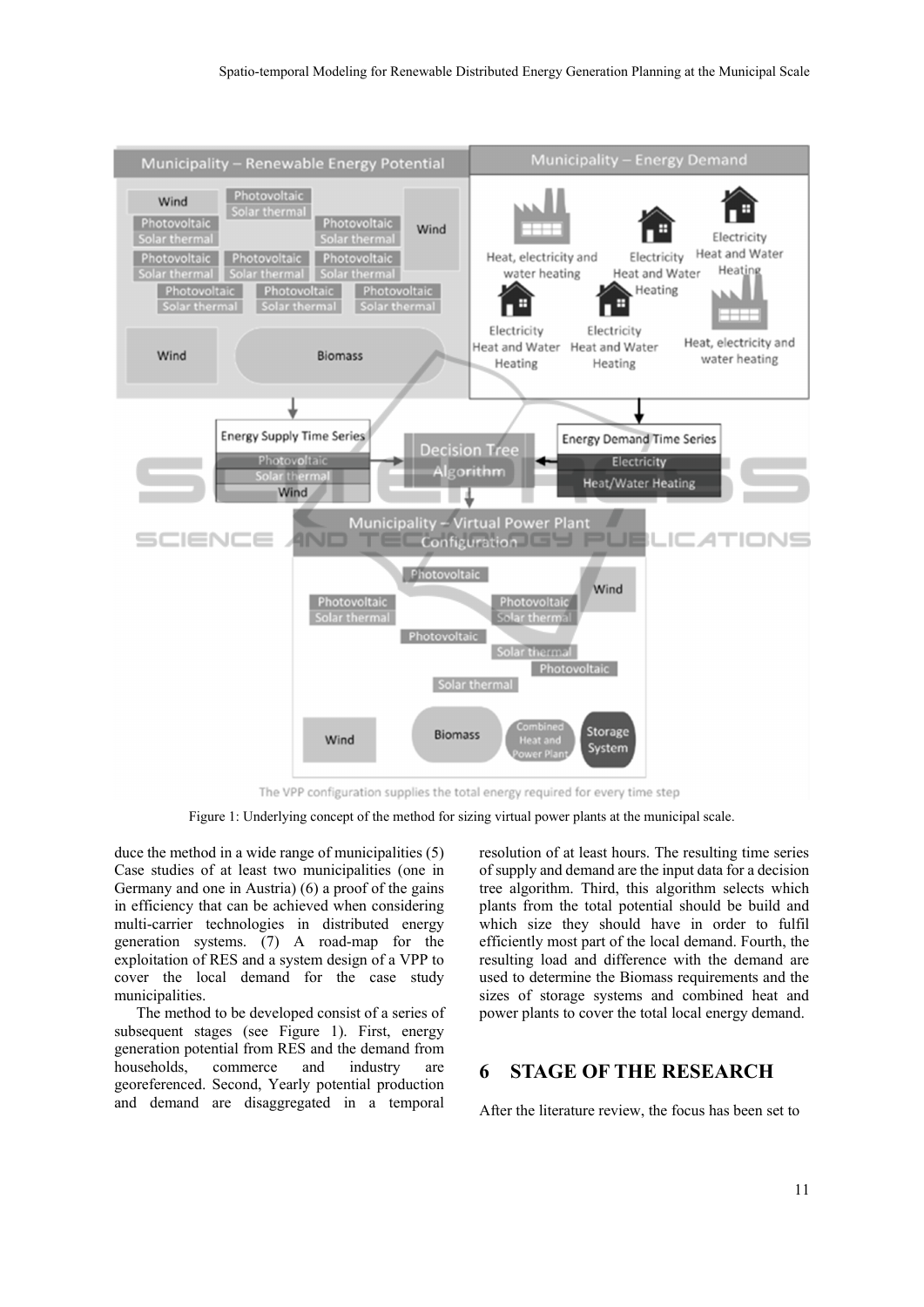Figure 1: Underlying concept of the method for sizing virtual power plants at the municipal scale.

duce the method in a wide range of municipalities (5) Case studies of at least two municipalities (one in Germany and one in Austria) (6) a proof of the gains in efficiency that can be achieved when considering multi-carrier technologies in distributed energy generation systems. (7) A road-map for the exploitation of RES and a system design of a VPP to cover the local demand for the case study municipalities.

The method to be developed consist of a series of subsequent stages (see Figure 1). First, energy generation potential from RES and the demand from households, commerce and industry are georeferenced. Second, Yearly potential production and demand are disaggregated in a temporal resolution of at least hours. The resulting time series of supply and demand are the input data for a decision tree algorithm. Third, this algorithm selects which plants from the total potential should be build and which size they should have in order to fulfil efficiently most part of the local demand. Fourth, the resulting load and difference with the demand are used to determine the Biomass requirements and the sizes of storage systems and combined heat and power plants to cover the total local energy demand.

## 6 STAGE OF THE RESEARCH

After the literature review, the focus has been set to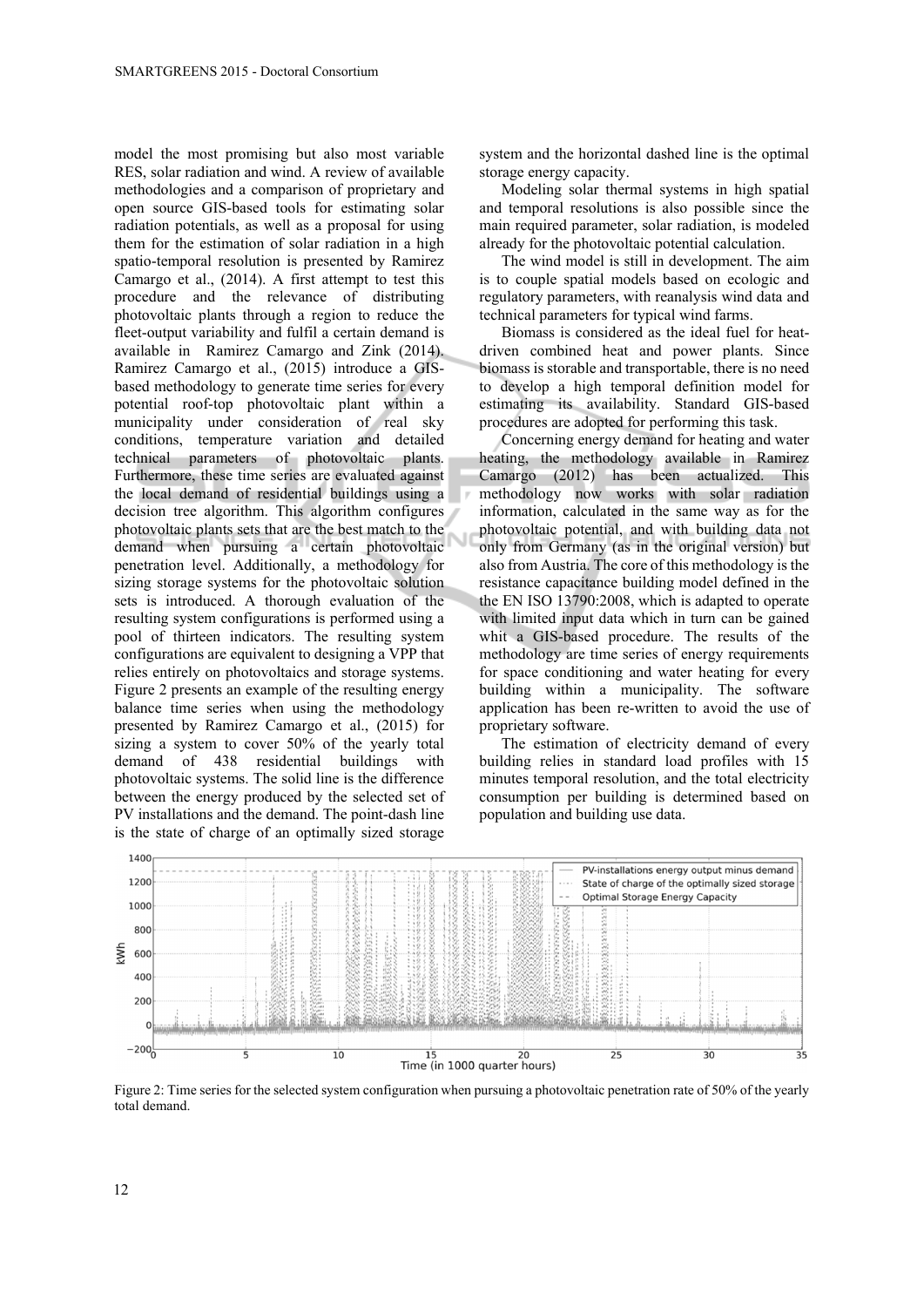model the most promising but also most variable RES, solar radiation and wind. A review of available methodologies and a comparison of proprietary and open source GIS-based tools for estimating solar radiation potentials, as well as a proposal for using them for the estimation of solar radiation in a high spatio-temporal resolution is presented by Ramirez Camargo et al., (2014). A first attempt to test this procedure and the relevance of distributing photovoltaic plants through a region to reduce the fleet-output variability and fulfil a certain demand is available in Ramirez Camargo and Zink (2014). Ramirez Camargo et al., (2015) introduce a GIS-based methodology to generate time series for every potential roof-top photovoltaic plant within a municipality under consideration of real sky conditions, temperature variation and detailed technical parameters of photovoltaic plants. Furthermore, these time series are evaluated against the local demand of residential buildings using a decision tree algorithm. This algorithm configures photovoltaic plants sets that are the best match to the demand when pursuing a certain photovoltaic penetration level. Additionally, a methodology for sizing storage systems for the photovoltaic solution sets is introduced. A thorough evaluation of the resulting system configurations is performed using a pool of thirteen indicators. The resulting system configurations are equivalent to designing a VPP that relies entirely on photovoltaics and storage systems. Figure 2 presents an example of the resulting energy balance time series when using the methodology presented by Ramirez Camargo et al., (2015) for sizing a system to cover 50% of the yearly total demand of 438 residential buildings with photovoltaic systems. The solid line is the difference between the energy produced by the selected set of PV installations and the demand. The point-dash line is the state of charge of an optimally sized storage system and the horizontal dashed line is the optimal storage energy capacity.

Modeling solar thermal systems in high spatial and temporal resolutions is also possible since the main required parameter, solar radiation, is modeled already for the photovoltaic potential calculation.

The wind model is still in development. The aim is to couple spatial models based on ecologic and regulatory parameters, with reanalysis wind data and technical parameters for typical wind farms.

Biomass is considered as the ideal fuel for heat-driven combined heat and power plants. Since biomass is storable and transportable, there is no need to develop a high temporal definition model for estimating its availability. Standard GIS-based procedures are adopted for performing this task.

Concerning energy demand for heating and water heating, the methodology available in Ramirez Camargo (2012) has been actualized. This methodology now works with solar radiation information, calculated in the same way as for the photovoltaic potential, and with building data not only from Germany (as in the original version) but also from Austria. The core of this methodology is the resistance capacitance building model defined in the the EN ISO 13790:2008, which is adapted to operate with limited input data which in turn can be gained whit a GIS-based procedure. The results of the methodology are time series of energy requirements for space conditioning and water heating for every building within a municipality. The software application has been re-written to avoid the use of proprietary software.

The estimation of electricity demand of every building relies in standard load profiles with 15 minutes temporal resolution, and the total electricity consumption per building is determined based on population and building use data.

Figure 2: Time series for the selected system configuration when pursuing a photovoltaic penetration rate of 50% of the yearly total demand.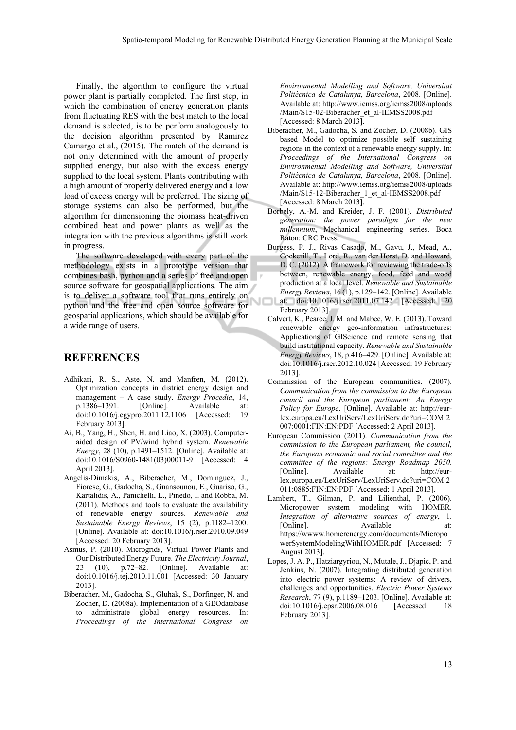Finally, the algorithm to configure the virtual power plant is partially completed. The first step, in which the combination of energy generation plants from fluctuating RES with the best match to the local demand is selected, is to be perform analogously to the decision algorithm presented by Ramirez Camargo et al., (2015). The match of the demand is not only determined with the amount of properly supplied energy, but also with the excess energy supplied to the local system. Plants contributing with a high amount of properly delivered energy and a low load of excess energy will be preferred. The sizing of storage systems can also be performed, but the algorithm for dimensioning the biomass heat-driven combined heat and power plants as well as the integration with the previous algorithms is still work in progress.

The software developed with every part of the methodology exists in a prototype version that combines bash, python and a series of free and open source software for geospatial applications. The aim is to deliver a software tool that runs entirely on python and the free and open source software for geospatial applications, which should be available for a wide range of users.

## REFERENCES

Adhikari, R. S., Aste, N. and Manfren, M. (2012). Optimization concepts in district energy design and management – A case study. *Energy Procedia*, 14, p.1386–1391. [Online]. Available at: doi:10.1016/j.egypro.2011.12.1106 [Accessed: 19 February 2013].

Ai, B., Yang, H., Shen, H. and Liao, X. (2003). Computer-aided design of PV/wind hybrid system. *Renewable Energy*, 28 (10), p.1491–1512. [Online]. Available at: doi:10.1016/S0960-1481(03)00011-9 [Accessed: 4 April 2013].

Angelis-Dimakis, A., Biberacher, M., Dominguez, J., Fiorese, G., Gadocha, S., Gnansounou, E., Guariso, G., Kartalidis, A., Panichelli, L., Pinedo, I. and Robba, M. (2011). Methods and tools to evaluate the availability of renewable energy sources. *Renewable and Sustainable Energy Reviews*, 15 (2), p.1182–1200. [Online]. Available at: doi:10.1016/j.rser.2010.09.049 [Accessed: 20 February 2013].

Asmus, P. (2010). Microgrids, Virtual Power Plants and Our Distributed Energy Future. *The Electricity Journal*, 23 (10), p.72–82. [Online]. Available at: doi:10.1016/j.tej.2010.11.001 [Accessed: 30 January 2013].

Biberacher, M., Gadocha, S., Gluhak, S., Dorfinger, N. and Zocher, D. (2008a). Implementation of a GEOdatabase to administrate global energy resources. In: *Proceedings of the International Congress on Environmental Modelling and Software, Universitat Politècnica de Catalunya, Barcelona*, 2008. [Online]. Available at: http://www.iemss.org/iemss2008/uploads/Main/S15-02-Biberacher_et_al-IEMSS2008.pdf [Accessed: 8 March 2013].

Biberacher, M., Gadocha, S. and Zocher, D. (2008b). GIS based Model to optimize possible self sustaining regions in the context of a renewable energy supply. In: *Proceedings of the International Congress on Environmental Modelling and Software, Universitat Politècnica de Catalunya, Barcelona*, 2008. [Online]. Available at: http://www.iemss.org/iemss2008/uploads/Main/S15-12-Biberacher_1_et_al-IEMSS2008.pdf [Accessed: 8 March 2013].

Borbely, A.-M. and Kreider, J. F. (2001). *Distributed generation: the power paradigm for the new millennium*, Mechanical engineering series. Boca Raton: CRC Press.

Burgess, P. J., Rivas Casado, M., Gavu, J., Mead, A., Cockerill, T., Lord, R., van der Horst, D. and Howard, D. C. (2012). A framework for reviewing the trade-offs between, renewable energy, food, feed and wood production at a local level. *Renewable and Sustainable Energy Reviews*, 16 (1), p.129–142. [Online]. Available at: doi:10.1016/j.rser.2011.07.142 [Accessed: 20 February 2013].

Calvert, K., Pearce, J. M. and Mabee, W. E. (2013). Toward renewable energy geo-information infrastructures: Applications of GIScience and remote sensing that build institutional capacity. *Renewable and Sustainable Energy Reviews*, 18, p.416–429. [Online]. Available at: doi:10.1016/j.rser.2012.10.024 [Accessed: 19 February 2013].

Commission of the European communities. (2007). *Communication from the commission to the European council and the European parliament: An Energy Policy for Europe*. [Online]. Available at: http://eur-lex.europa.eu/LexUriServ/LexUriServ.do?uri=COM:2007:0001:FIN:EN:PDF [Accessed: 2 April 2013].

European Commission (2011). *Communication from the commission to the European parliament, the council, the European economic and social committee and the committee of the regions: Energy Roadmap 2050*. [Online]. Available at: http://eur-lex.europa.eu/LexUriServ/LexUriServ.do?uri=COM:2011:0885:FIN:EN:PDF [Accessed: 1 April 2013].

Lambert, T., Gilman, P. and Lilienthal, P. (2006). Micropower system modeling with HOMER. *Integration of alternative sources of energy*, 1. [Online]. Available at: https://wwww.homerenergy.com/documents/MicropowerSystemModelingWithHOMER.pdf [Accessed: 7 August 2013].

Lopes, J. A. P., Hatziargyriou, N., Mutale, J., Djapic, P. and Jenkins, N. (2007). Integrating distributed generation into electric power systems: A review of drivers, challenges and opportunities. *Electric Power Systems Research*, 77 (9), p.1189–1203. [Online]. Available at: doi:10.1016/j.epsr.2006.08.016 [Accessed: 18 February 2013].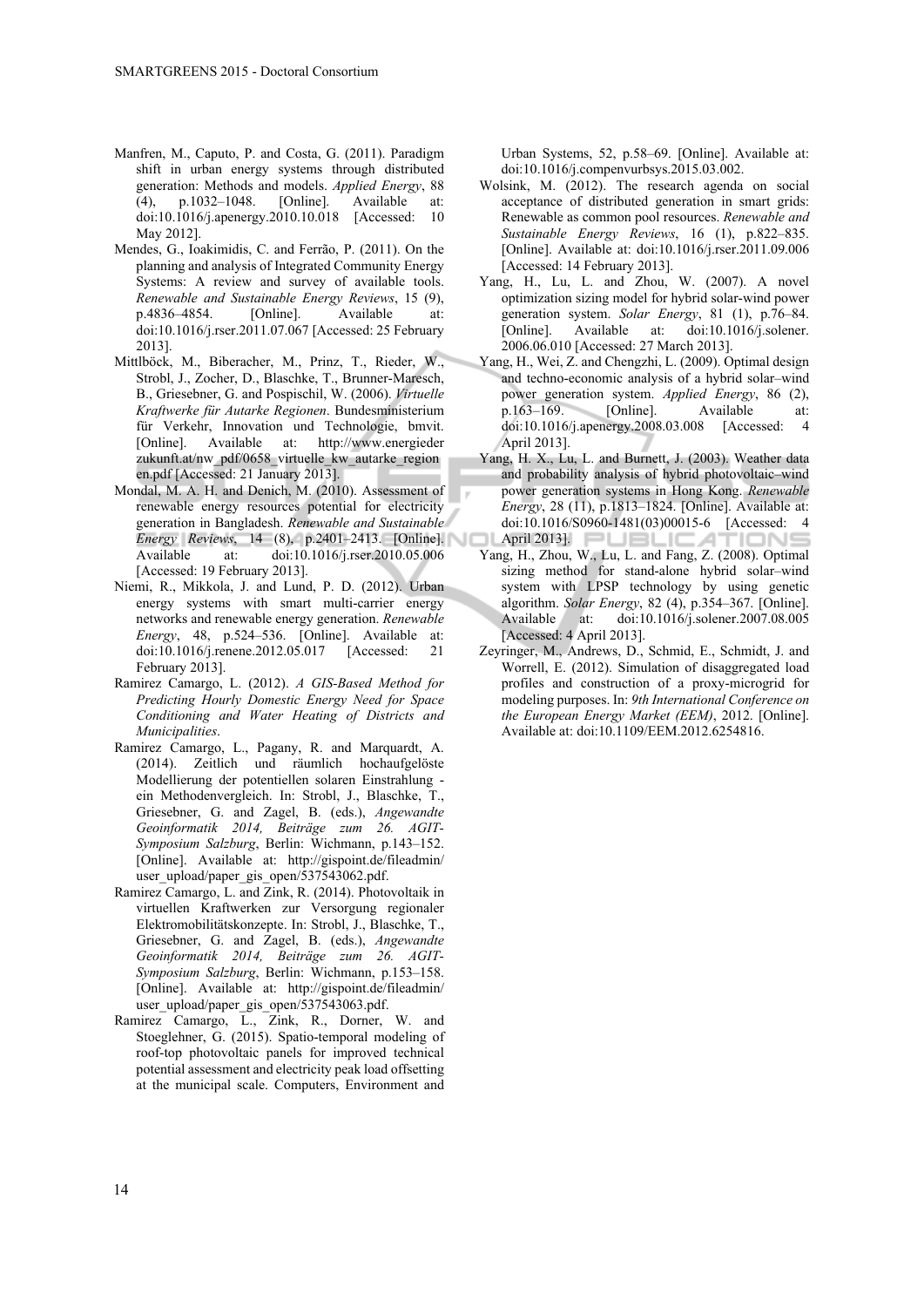Manfren, M., Caputo, P. and Costa, G. (2011). Paradigm shift in urban energy systems through distributed generation: Methods and models. *Applied Energy*, 88 (4), p.1032–1048. [Online]. Available at: doi:10.1016/j.apenergy.2010.10.018 [Accessed: 10 May 2012].

Mendes, G., Ioakimidis, C. and Ferrão, P. (2011). On the planning and analysis of Integrated Community Energy Systems: A review and survey of available tools. *Renewable and Sustainable Energy Reviews*, 15 (9), p.4836–4854. [Online]. Available at: doi:10.1016/j.rser.2011.07.067 [Accessed: 25 February 2013].

Mittlböck, M., Biberacher, M., Prinz, T., Rieder, W., Strobl, J., Zocher, D., Blaschke, T., Brunner-Maresch, B., Griesebner, G. and Pospischil, W. (2006). *Virtuelle Kraftwerke für Autarke Regionen*. Bundesministerium für Verkehr, Innovation und Technologie, bmvit. [Online]. Available at: http://www.energiederzukunft.at/nw_pdf/0658_virtuelle_kw_autarke_regionen.pdf [Accessed: 21 January 2013].

Mondal, M. A. H. and Denich, M. (2010). Assessment of renewable energy resources potential for electricity generation in Bangladesh. *Renewable and Sustainable Energy Reviews*, 14 (8), p.2401–2413. [Online]. Available at: doi:10.1016/j.rser.2010.05.006 [Accessed: 19 February 2013].

Niemi, R., Mikkola, J. and Lund, P. D. (2012). Urban energy systems with smart multi-carrier energy networks and renewable energy generation. *Renewable Energy*, 48, p.524–536. [Online]. Available at: doi:10.1016/j.renene.2012.05.017 [Accessed: 21 February 2013].

Ramirez Camargo, L. (2012). *A GIS-Based Method for Predicting Hourly Domestic Energy Need for Space Conditioning and Water Heating of Districts and Municipalities*.

Ramirez Camargo, L., Pagany, R. and Marquardt, A. (2014). Zeitlich und räumlich hochaufgelöste Modellierung der potentiellen solaren Einstrahlung - ein Methodenvergleich. In: Strobl, J., Blaschke, T., Griesebner, G. and Zagel, B. (eds.), *Angewandte Geoinformatik 2014, Beiträge zum 26. AGIT-Symposium Salzburg*, Berlin: Wichmann, p.143–152. [Online]. Available at: http://gispoint.de/fileadmin/user_upload/paper_gis_open/537543062.pdf.

Ramirez Camargo, L. and Zink, R. (2014). Photovoltaik in virtuellen Kraftwerken zur Versorgung regionaler Elektromobilitätskonzepte. In: Strobl, J., Blaschke, T., Griesebner, G. and Zagel, B. (eds.), *Angewandte Geoinformatik 2014, Beiträge zum 26. AGIT-Symposium Salzburg*, Berlin: Wichmann, p.153–158. [Online]. Available at: http://gispoint.de/fileadmin/user_upload/paper_gis_open/537543063.pdf.

Ramirez Camargo, L., Zink, R., Dorner, W. and Stoeglehner, G. (2015). Spatio-temporal modeling of roof-top photovoltaic panels for improved technical potential assessment and electricity peak load offsetting at the municipal scale. Computers, Environment and Urban Systems, 52, p.58–69. [Online]. Available at: doi:10.1016/j.compenvurbsys.2015.03.002.

Wolsink, M. (2012). The research agenda on social acceptance of distributed generation in smart grids: Renewable as common pool resources. *Renewable and Sustainable Energy Reviews*, 16 (1), p.822–835. [Online]. Available at: doi:10.1016/j.rser.2011.09.006 [Accessed: 14 February 2013].

Yang, H., Lu, L. and Zhou, W. (2007). A novel optimization sizing model for hybrid solar-wind power generation system. *Solar Energy*, 81 (1), p.76–84. [Online]. Available at: doi:10.1016/j.solener.2006.06.010 [Accessed: 27 March 2013].

Yang, H., Wei, Z. and Chengzhi, L. (2009). Optimal design and techno-economic analysis of a hybrid solar–wind power generation system. *Applied Energy*, 86 (2), p.163–169. [Online]. Available at: doi:10.1016/j.apenergy.2008.03.008 [Accessed: 4 April 2013].

Yang, H. X., Lu, L. and Burnett, J. (2003). Weather data and probability analysis of hybrid photovoltaic–wind power generation systems in Hong Kong. *Renewable Energy*, 28 (11), p.1813–1824. [Online]. Available at: doi:10.1016/S0960-1481(03)00015-6 [Accessed: 4 April 2013].

Yang, H., Zhou, W., Lu, L. and Fang, Z. (2008). Optimal sizing method for stand-alone hybrid solar–wind system with LPSP technology by using genetic algorithm. *Solar Energy*, 82 (4), p.354–367. [Online]. Available at: doi:10.1016/j.solener.2007.08.005 [Accessed: 4 April 2013].

Zeyringer, M., Andrews, D., Schmid, E., Schmidt, J. and Worrell, E. (2012). Simulation of disaggregated load profiles and construction of a proxy-microgrid for modeling purposes. In: *9th International Conference on the European Energy Market (EEM)*, 2012. [Online]. Available at: doi:10.1109/EEM.2012.6254816.